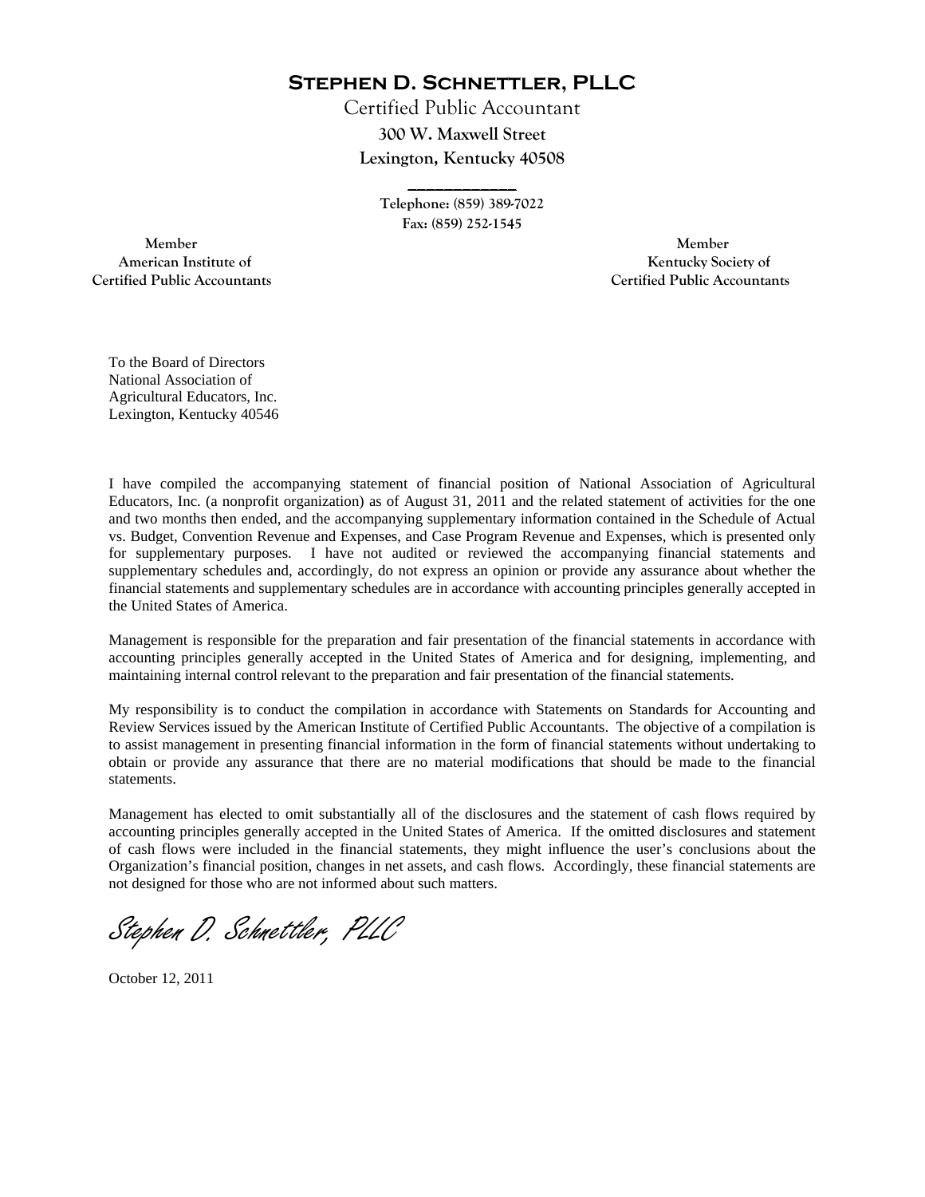# Stephen D. Schnettler, PLLC

Certified Public Accountant

**300 W. Maxwell Street**
**Lexington, Kentucky 40508**

---

**Telephone: (859) 389-7022**
**Fax: (859) 252-1545**

**Member**
**American Institute of**
**Certified Public Accountants**

**Member**
**Kentucky Society of**
**Certified Public Accountants**

To the Board of Directors
National Association of
Agricultural Educators, Inc.
Lexington, Kentucky 40546

I have compiled the accompanying statement of financial position of National Association of Agricultural Educators, Inc. (a nonprofit organization) as of August 31, 2011 and the related statement of activities for the one and two months then ended, and the accompanying supplementary information contained in the Schedule of Actual vs. Budget, Convention Revenue and Expenses, and Case Program Revenue and Expenses, which is presented only for supplementary purposes. I have not audited or reviewed the accompanying financial statements and supplementary schedules and, accordingly, do not express an opinion or provide any assurance about whether the financial statements and supplementary schedules are in accordance with accounting principles generally accepted in the United States of America.

Management is responsible for the preparation and fair presentation of the financial statements in accordance with accounting principles generally accepted in the United States of America and for designing, implementing, and maintaining internal control relevant to the preparation and fair presentation of the financial statements.

My responsibility is to conduct the compilation in accordance with Statements on Standards for Accounting and Review Services issued by the American Institute of Certified Public Accountants. The objective of a compilation is to assist management in presenting financial information in the form of financial statements without undertaking to obtain or provide any assurance that there are no material modifications that should be made to the financial statements.

Management has elected to omit substantially all of the disclosures and the statement of cash flows required by accounting principles generally accepted in the United States of America. If the omitted disclosures and statement of cash flows were included in the financial statements, they might influence the user's conclusions about the Organization's financial position, changes in net assets, and cash flows. Accordingly, these financial statements are not designed for those who are not informed about such matters.

*Stephen D. Schnettler, PLLC*

October 12, 2011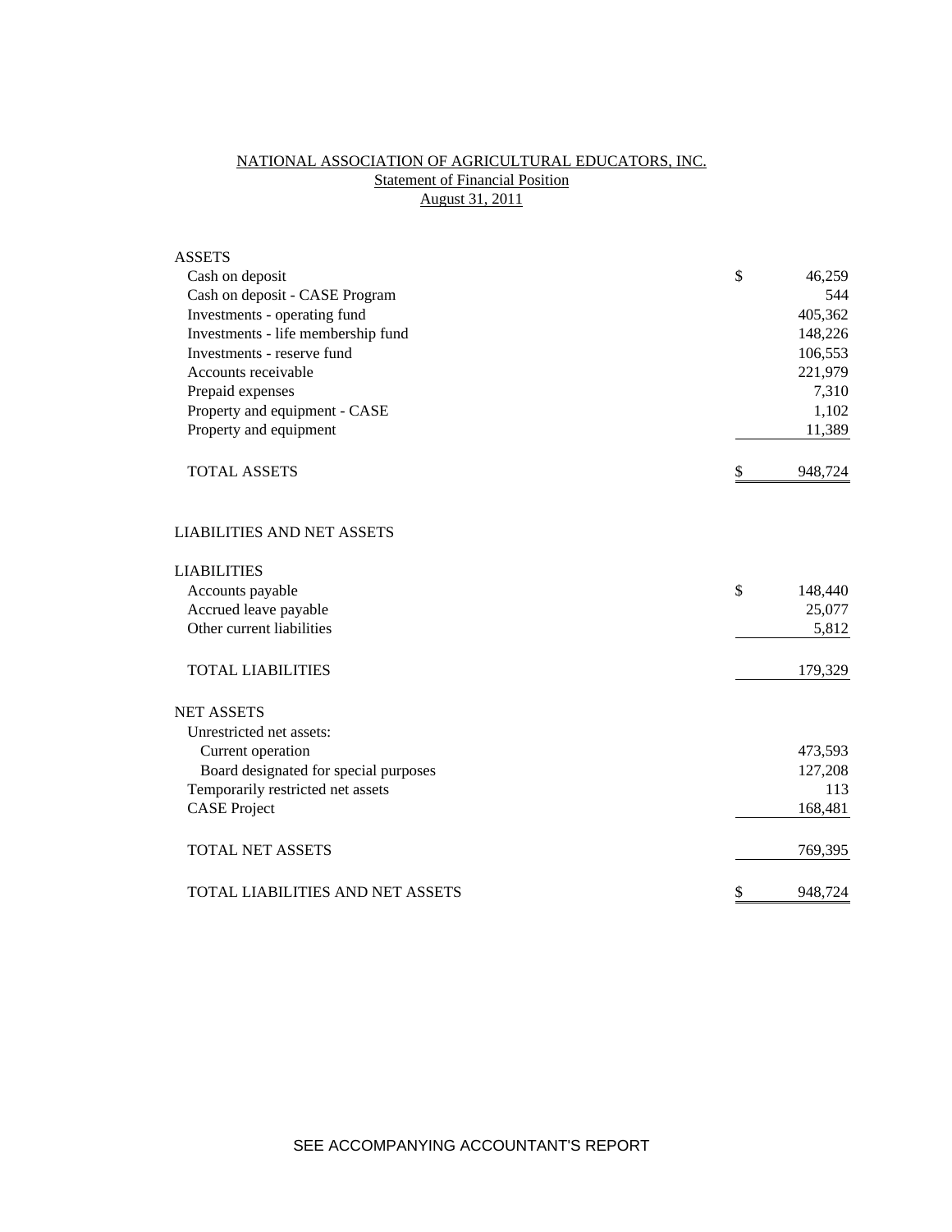# NATIONAL ASSOCIATION OF AGRICULTURAL EDUCATORS, INC.

## Statement of Financial Position

### August 31, 2011

| | | |
|---|---|---|
| **ASSETS** | | |
| Cash on deposit | $ | 46,259 |
| Cash on deposit - CASE Program | | 544 |
| Investments - operating fund | | 405,362 |
| Investments - life membership fund | | 148,226 |
| Investments - reserve fund | | 106,553 |
| Accounts receivable | | 221,979 |
| Prepaid expenses | | 7,310 |
| Property and equipment - CASE | | 1,102 |
| Property and equipment | | 11,389 |
| TOTAL ASSETS | $ | 948,724 |
| | | |
| **LIABILITIES AND NET ASSETS** | | |
| | | |
| **LIABILITIES** | | |
| Accounts payable | $ | 148,440 |
| Accrued leave payable | | 25,077 |
| Other current liabilities | | 5,812 |
| TOTAL LIABILITIES | | 179,329 |
| | | |
| **NET ASSETS** | | |
| Unrestricted net assets: | | |
| Current operation | | 473,593 |
| Board designated for special purposes | | 127,208 |
| Temporarily restricted net assets | | 113 |
| CASE Project | | 168,481 |
| TOTAL NET ASSETS | | 769,395 |
| | | |
| TOTAL LIABILITIES AND NET ASSETS | $ | 948,724 |

SEE ACCOMPANYING ACCOUNTANT'S REPORT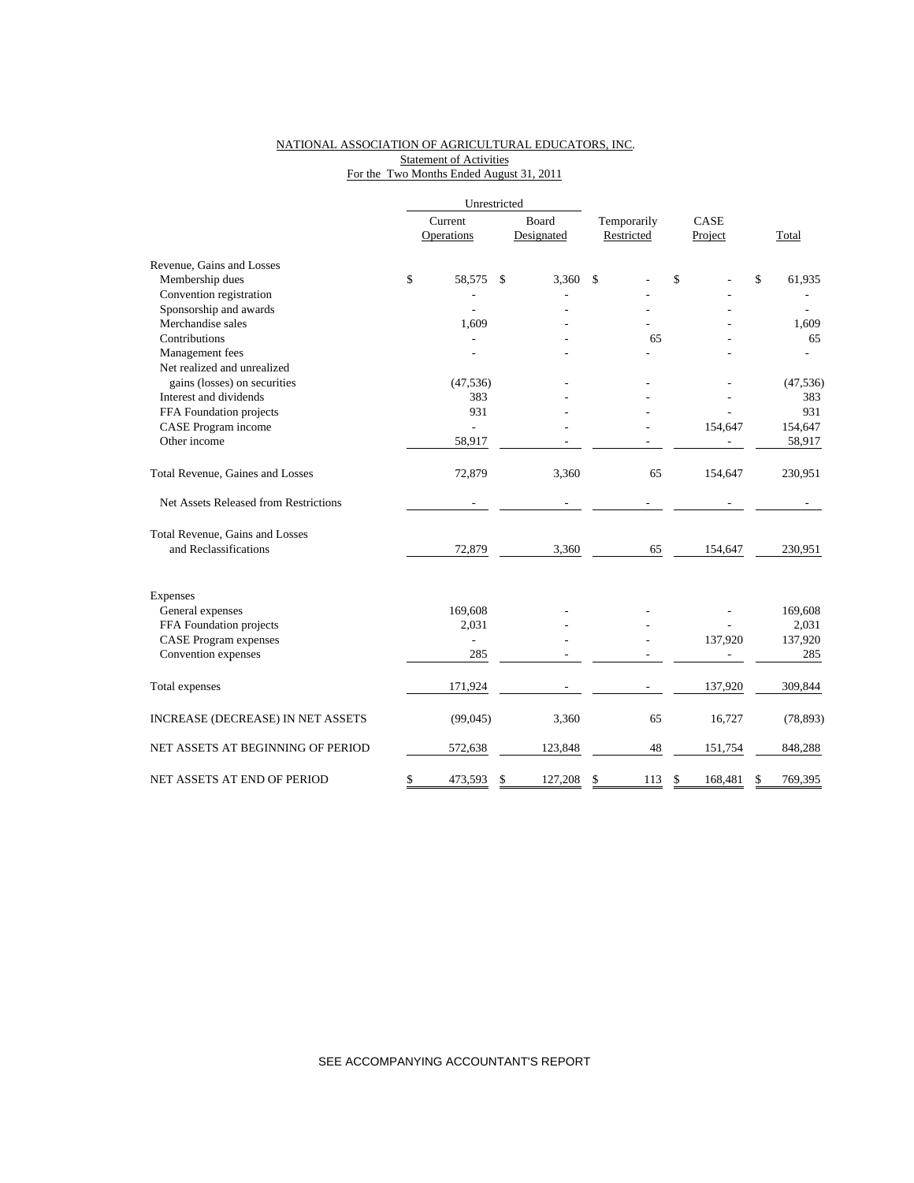NATIONAL ASSOCIATION OF AGRICULTURAL EDUCATORS, INC.
Statement of Activities
For the Two Months Ended August 31, 2011

| | Unrestricted | | | | |
|---|---|---|---|---|---|
| | Current Operations | Board Designated | Temporarily Restricted | CASE Project | Total |
| **Revenue, Gains and Losses** | | | | | |
| Membership dues | $ 58,575 | $ 3,360 | $ - | $ - | $ 61,935 |
| Convention registration | - | - | - | - | - |
| Sponsorship and awards | - | - | - | - | - |
| Merchandise sales | 1,609 | - | - | - | 1,609 |
| Contributions | - | - | 65 | - | 65 |
| Management fees | - | - | - | - | - |
| Net realized and unrealized gains (losses) on securities | (47,536) | - | - | - | (47,536) |
| Interest and dividends | 383 | - | - | - | 383 |
| FFA Foundation projects | 931 | - | - | - | 931 |
| CASE Program income | - | - | - | 154,647 | 154,647 |
| Other income | 58,917 | - | - | - | 58,917 |
| Total Revenue, Gaines and Losses | 72,879 | 3,360 | 65 | 154,647 | 230,951 |
| Net Assets Released from Restrictions | - | - | - | - | - |
| Total Revenue, Gains and Losses and Reclassifications | 72,879 | 3,360 | 65 | 154,647 | 230,951 |
| **Expenses** | | | | | |
| General expenses | 169,608 | - | - | - | 169,608 |
| FFA Foundation projects | 2,031 | - | - | - | 2,031 |
| CASE Program expenses | - | - | - | 137,920 | 137,920 |
| Convention expenses | 285 | - | - | - | 285 |
| Total expenses | 171,924 | - | - | 137,920 | 309,844 |
| INCREASE (DECREASE) IN NET ASSETS | (99,045) | 3,360 | 65 | 16,727 | (78,893) |
| NET ASSETS AT BEGINNING OF PERIOD | 572,638 | 123,848 | 48 | 151,754 | 848,288 |
| NET ASSETS AT END OF PERIOD | $ 473,593 | $ 127,208 | $ 113 | $ 168,481 | $ 769,395 |

SEE ACCOMPANYING ACCOUNTANT'S REPORT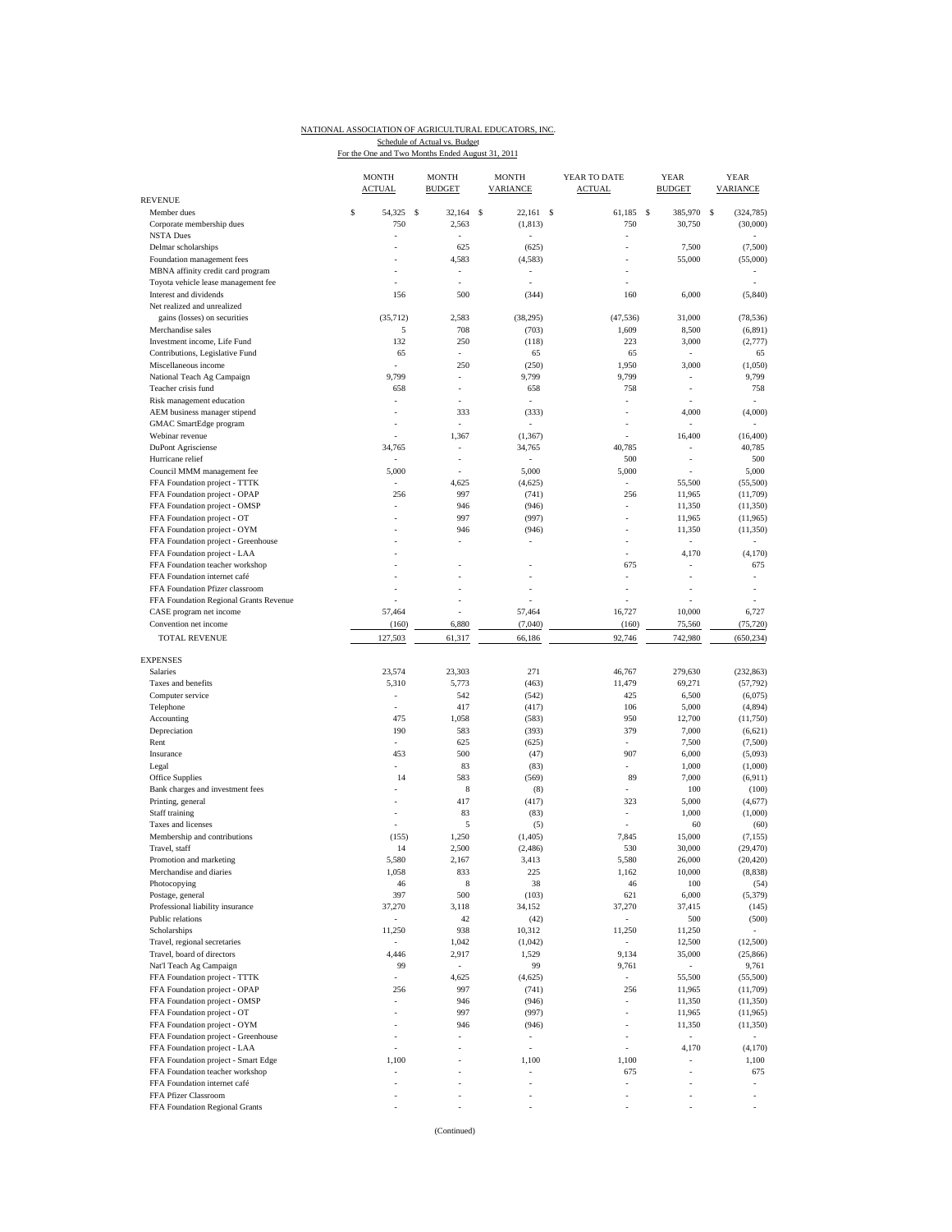NATIONAL ASSOCIATION OF AGRICULTURAL EDUCATORS, INC.
Schedule of Actual vs. Budget
For the One and Two Months Ended August 31, 2011

| | MONTH ACTUAL | MONTH BUDGET | MONTH VARIANCE | YEAR TO DATE ACTUAL | YEAR BUDGET | YEAR VARIANCE |
|---|---|---|---|---|---|---|
| REVENUE | | | | | | |
| Member dues | $ 54,325 | $ 32,164 | $ 22,161 | $ 61,185 | $ 385,970 | $ (324,785) |
| Corporate membership dues | 750 | 2,563 | (1,813) | 750 | 30,750 | (30,000) |
| NSTA Dues | - | - | - | - | | - |
| Delmar scholarships | - | 625 | (625) | - | 7,500 | (7,500) |
| Foundation management fees | - | 4,583 | (4,583) | - | 55,000 | (55,000) |
| MBNA affinity credit card program | - | - | - | - | | - |
| Toyota vehicle lease management fee | - | - | - | - | | - |
| Interest and dividends | 156 | 500 | (344) | 160 | 6,000 | (5,840) |
| Net realized and unrealized gains (losses) on securities | (35,712) | 2,583 | (38,295) | (47,536) | 31,000 | (78,536) |
| Merchandise sales | 5 | 708 | (703) | 1,609 | 8,500 | (6,891) |
| Investment income, Life Fund | 132 | 250 | (118) | 223 | 3,000 | (2,777) |
| Contributions, Legislative Fund | 65 | - | 65 | 65 | - | 65 |
| Miscellaneous income | - | 250 | (250) | 1,950 | 3,000 | (1,050) |
| National Teach Ag Campaign | 9,799 | - | 9,799 | 9,799 | - | 9,799 |
| Teacher crisis fund | 658 | - | 658 | 758 | - | 758 |
| Risk management education | - | - | - | - | - | - |
| AEM business manager stipend | - | 333 | (333) | - | 4,000 | (4,000) |
| GMAC SmartEdge program | - | - | - | - | - | - |
| Webinar revenue | - | 1,367 | (1,367) | - | 16,400 | (16,400) |
| DuPont Agrisciense | 34,765 | - | 34,765 | 40,785 | - | 40,785 |
| Hurricane relief | - | - | - | 500 | - | 500 |
| Council MMM management fee | 5,000 | - | 5,000 | 5,000 | - | 5,000 |
| FFA Foundation project - TTTK | - | 4,625 | (4,625) | - | 55,500 | (55,500) |
| FFA Foundation project - OPAP | 256 | 997 | (741) | 256 | 11,965 | (11,709) |
| FFA Foundation project - OMSP | - | 946 | (946) | - | 11,350 | (11,350) |
| FFA Foundation project - OT | - | 997 | (997) | - | 11,965 | (11,965) |
| FFA Foundation project - OYM | - | 946 | (946) | - | 11,350 | (11,350) |
| FFA Foundation project - Greenhouse | - | - | - | - | - | - |
| FFA Foundation project - LAA | - | | | - | 4,170 | (4,170) |
| FFA Foundation teacher workshop | - | - | - | 675 | - | 675 |
| FFA Foundation internet café | - | - | - | - | - | - |
| FFA Foundation Pfizer classroom | - | - | - | - | - | - |
| FFA Foundation Regional Grants Revenue | - | - | - | - | - | - |
| CASE program net income | 57,464 | - | 57,464 | 16,727 | 10,000 | 6,727 |
| Convention net income | (160) | 6,880 | (7,040) | (160) | 75,560 | (75,720) |
| TOTAL REVENUE | 127,503 | 61,317 | 66,186 | 92,746 | 742,980 | (650,234) |
| EXPENSES | | | | | | |
| Salaries | 23,574 | 23,303 | 271 | 46,767 | 279,630 | (232,863) |
| Taxes and benefits | 5,310 | 5,773 | (463) | 11,479 | 69,271 | (57,792) |
| Computer service | - | 542 | (542) | 425 | 6,500 | (6,075) |
| Telephone | - | 417 | (417) | 106 | 5,000 | (4,894) |
| Accounting | 475 | 1,058 | (583) | 950 | 12,700 | (11,750) |
| Depreciation | 190 | 583 | (393) | 379 | 7,000 | (6,621) |
| Rent | - | 625 | (625) | - | 7,500 | (7,500) |
| Insurance | 453 | 500 | (47) | 907 | 6,000 | (5,093) |
| Legal | - | 83 | (83) | - | 1,000 | (1,000) |
| Office Supplies | 14 | 583 | (569) | 89 | 7,000 | (6,911) |
| Bank charges and investment fees | - | 8 | (8) | - | 100 | (100) |
| Printing, general | - | 417 | (417) | 323 | 5,000 | (4,677) |
| Staff training | - | 83 | (83) | - | 1,000 | (1,000) |
| Taxes and licenses | - | 5 | (5) | - | 60 | (60) |
| Membership and contributions | (155) | 1,250 | (1,405) | 7,845 | 15,000 | (7,155) |
| Travel, staff | 14 | 2,500 | (2,486) | 530 | 30,000 | (29,470) |
| Promotion and marketing | 5,580 | 2,167 | 3,413 | 5,580 | 26,000 | (20,420) |
| Merchandise and diaries | 1,058 | 833 | 225 | 1,162 | 10,000 | (8,838) |
| Photocopying | 46 | 8 | 38 | 46 | 100 | (54) |
| Postage, general | 397 | 500 | (103) | 621 | 6,000 | (5,379) |
| Professional liability insurance | 37,270 | 3,118 | 34,152 | 37,270 | 37,415 | (145) |
| Public relations | - | 42 | (42) | - | 500 | (500) |
| Scholarships | 11,250 | 938 | 10,312 | 11,250 | 11,250 | - |
| Travel, regional secretaries | - | 1,042 | (1,042) | - | 12,500 | (12,500) |
| Travel, board of directors | 4,446 | 2,917 | 1,529 | 9,134 | 35,000 | (25,866) |
| Nat'l Teach Ag Campaign | 99 | - | 99 | 9,761 | - | 9,761 |
| FFA Foundation project - TTTK | - | 4,625 | (4,625) | - | 55,500 | (55,500) |
| FFA Foundation project - OPAP | 256 | 997 | (741) | 256 | 11,965 | (11,709) |
| FFA Foundation project - OMSP | - | 946 | (946) | - | 11,350 | (11,350) |
| FFA Foundation project - OT | - | 997 | (997) | - | 11,965 | (11,965) |
| FFA Foundation project - OYM | - | 946 | (946) | - | 11,350 | (11,350) |
| FFA Foundation project - Greenhouse | - | - | - | - | - | - |
| FFA Foundation project - LAA | - | - | - | - | 4,170 | (4,170) |
| FFA Foundation project - Smart Edge | 1,100 | - | 1,100 | 1,100 | - | 1,100 |
| FFA Foundation teacher workshop | - | - | - | 675 | - | 675 |
| FFA Foundation internet café | - | - | - | - | - | - |
| FFA Pfizer Classroom | - | - | - | - | - | - |
| FFA Foundation Regional Grants | - | - | - | - | - | - |

(Continued)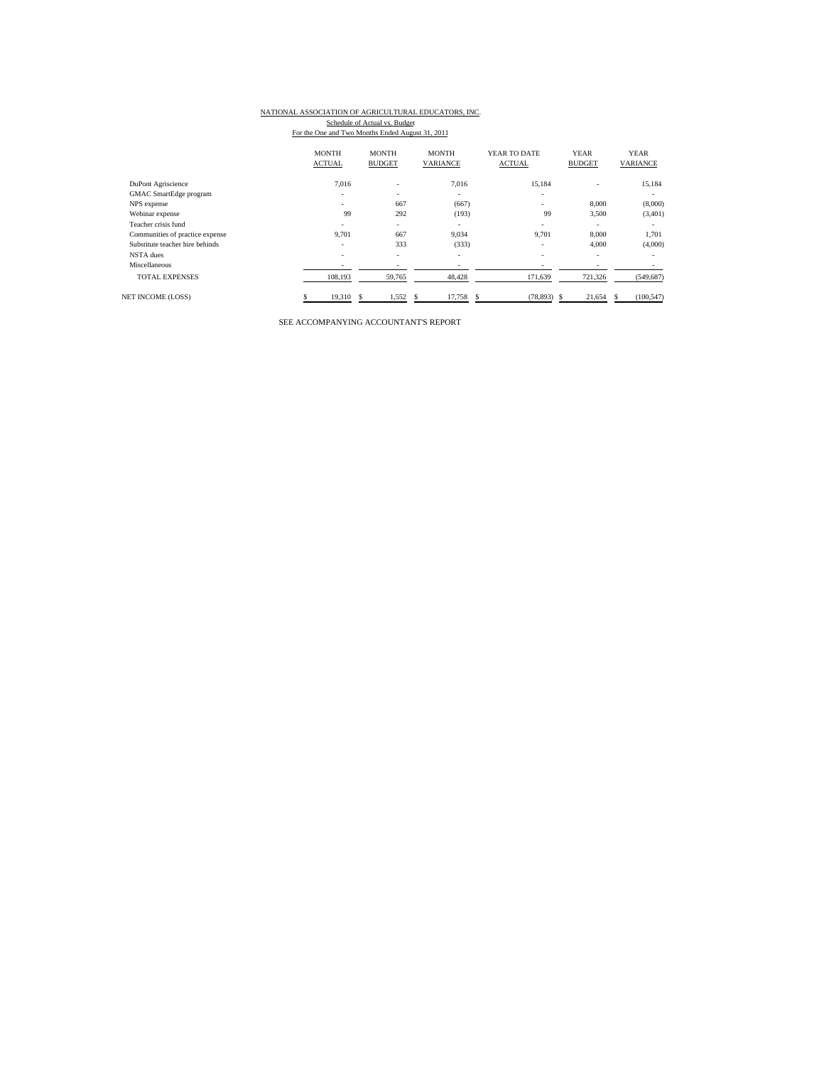NATIONAL ASSOCIATION OF AGRICULTURAL EDUCATORS, INC.

Schedule of Actual vs. Budget

For the One and Two Months Ended August 31, 2011

| | MONTH ACTUAL | MONTH BUDGET | MONTH VARIANCE | YEAR TO DATE ACTUAL | YEAR BUDGET | YEAR VARIANCE |
|---|---|---|---|---|---|---|
| DuPont Agriscience | 7,016 | - | 7,016 | 15,184 | - | 15,184 |
| GMAC SmartEdge program | - | - | - | - | - | - |
| NPS expense | - | 667 | (667) | - | 8,000 | (8,000) |
| Webinar expense | 99 | 292 | (193) | 99 | 3,500 | (3,401) |
| Teacher crisis fund | - | - | - | - | - | - |
| Communities of practice expense | 9,701 | 667 | 9,034 | 9,701 | 8,000 | 1,701 |
| Substitute teacher hire behinds | - | 333 | (333) | - | 4,000 | (4,000) |
| NSTA dues | - | - | - | - | - | - |
| Miscellaneous | - | - | - | - | - | - |
| TOTAL EXPENSES | 108,193 | 59,765 | 48,428 | 171,639 | 721,326 | (549,687) |
| NET INCOME (LOSS) | $ 19,310 | $ 1,552 | $ 17,758 | $ (78,893) | $ 21,654 | $ (100,547) |

SEE ACCOMPANYING ACCOUNTANT'S REPORT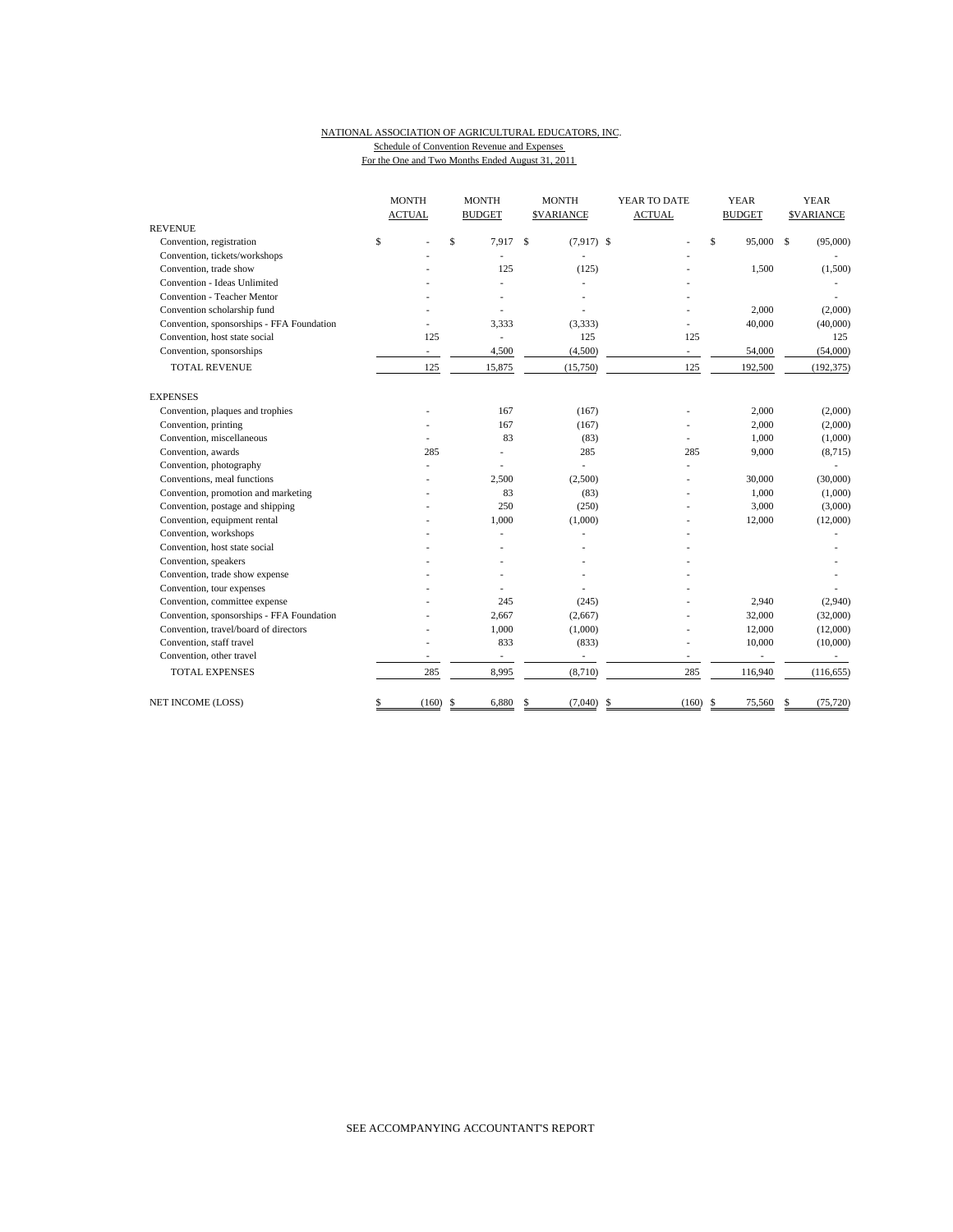NATIONAL ASSOCIATION OF AGRICULTURAL EDUCATORS, INC.
Schedule of Convention Revenue and Expenses
For the One and Two Months Ended August 31, 2011

| | MONTH ACTUAL | MONTH BUDGET | MONTH $VARIANCE | YEAR TO DATE ACTUAL | YEAR BUDGET | YEAR $VARIANCE |
|---|---|---|---|---|---|---|
| REVENUE | | | | | | |
| Convention, registration | $ - | $ 7,917 | $ (7,917) | $ - | $ 95,000 | $ (95,000) |
| Convention, tickets/workshops | - | - | - | - | | - |
| Convention, trade show | - | 125 | (125) | - | 1,500 | (1,500) |
| Convention - Ideas Unlimited | - | - | - | - | | - |
| Convention - Teacher Mentor | - | - | - | - | | - |
| Convention scholarship fund | - | - | - | - | 2,000 | (2,000) |
| Convention, sponsorships - FFA Foundation | - | 3,333 | (3,333) | - | 40,000 | (40,000) |
| Convention, host state social | 125 | - | 125 | 125 | | 125 |
| Convention, sponsorships | - | 4,500 | (4,500) | - | 54,000 | (54,000) |
| TOTAL REVENUE | 125 | 15,875 | (15,750) | 125 | 192,500 | (192,375) |
| EXPENSES | | | | | | |
| Convention, plaques and trophies | - | 167 | (167) | - | 2,000 | (2,000) |
| Convention, printing | - | 167 | (167) | - | 2,000 | (2,000) |
| Convention, miscellaneous | - | 83 | (83) | - | 1,000 | (1,000) |
| Convention, awards | 285 | - | 285 | 285 | 9,000 | (8,715) |
| Convention, photography | - | - | - | - | | - |
| Conventions, meal functions | - | 2,500 | (2,500) | - | 30,000 | (30,000) |
| Convention, promotion and marketing | - | 83 | (83) | - | 1,000 | (1,000) |
| Convention, postage and shipping | - | 250 | (250) | - | 3,000 | (3,000) |
| Convention, equipment rental | - | 1,000 | (1,000) | - | 12,000 | (12,000) |
| Convention, workshops | - | - | - | - | | - |
| Convention, host state social | - | - | - | - | | - |
| Convention, speakers | - | - | - | - | | - |
| Convention, trade show expense | - | - | - | - | | - |
| Convention, tour expenses | - | - | - | - | | - |
| Convention, committee expense | - | 245 | (245) | - | 2,940 | (2,940) |
| Convention, sponsorships - FFA Foundation | - | 2,667 | (2,667) | - | 32,000 | (32,000) |
| Convention, travel/board of directors | - | 1,000 | (1,000) | - | 12,000 | (12,000) |
| Convention, staff travel | - | 833 | (833) | - | 10,000 | (10,000) |
| Convention, other travel | - | - | - | - | - | - |
| TOTAL EXPENSES | 285 | 8,995 | (8,710) | 285 | 116,940 | (116,655) |
| NET INCOME (LOSS) | $ (160) | $ 6,880 | $ (7,040) | $ (160) | $ 75,560 | $ (75,720) |

SEE ACCOMPANYING ACCOUNTANT'S REPORT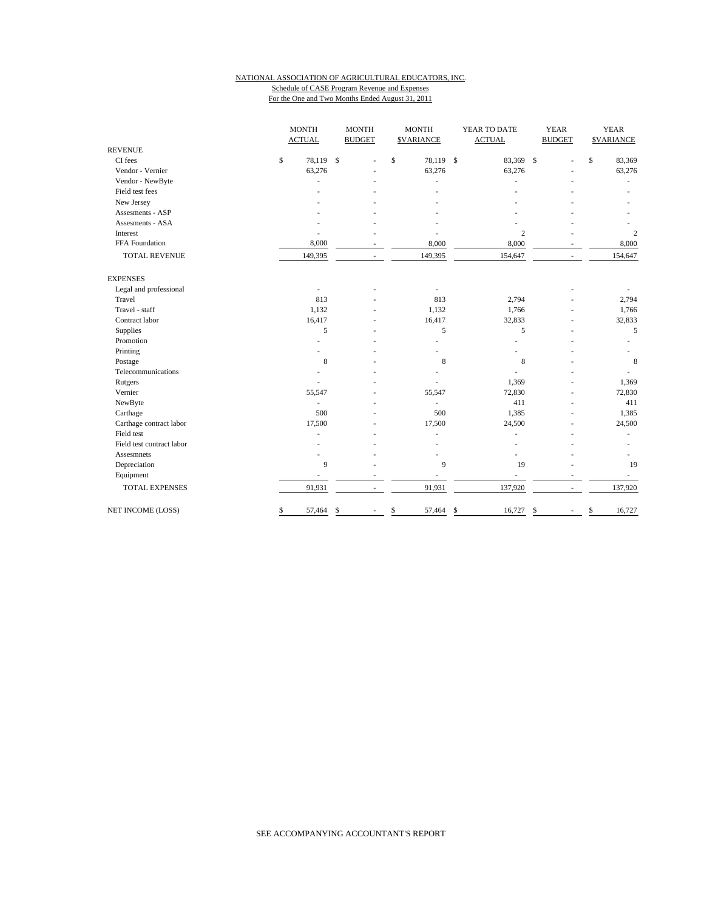NATIONAL ASSOCIATION OF AGRICULTURAL EDUCATORS, INC.
Schedule of CASE Program Revenue and Expenses
For the One and Two Months Ended August 31, 2011

| | MONTH ACTUAL | MONTH BUDGET | MONTH $VARIANCE | YEAR TO DATE ACTUAL | YEAR BUDGET | YEAR $VARIANCE |
|---|---|---|---|---|---|---|
| REVENUE | | | | | | |
| CI fees | $ 78,119 | $ - | $ 78,119 | $ 83,369 | $ - | $ 83,369 |
| Vendor - Vernier | 63,276 | - | 63,276 | 63,276 | - | 63,276 |
| Vendor - NewByte | - | - | - | - | - | - |
| Field test fees | - | - | - | - | - | - |
| New Jersey | - | - | - | - | - | - |
| Assesments - ASP | - | - | - | - | - | - |
| Assesments - ASA | - | - | - | - | - | - |
| Interest | - | - | - | 2 | - | 2 |
| FFA Foundation | 8,000 | - | 8,000 | 8,000 | - | 8,000 |
| TOTAL REVENUE | 149,395 | - | 149,395 | 154,647 | - | 154,647 |
| EXPENSES | | | | | | |
| Legal and professional | - | - | - | | - | - |
| Travel | 813 | - | 813 | 2,794 | - | 2,794 |
| Travel - staff | 1,132 | - | 1,132 | 1,766 | - | 1,766 |
| Contract labor | 16,417 | - | 16,417 | 32,833 | - | 32,833 |
| Supplies | 5 | - | 5 | 5 | - | 5 |
| Promotion | - | - | - | - | - | - |
| Printing | - | - | - | - | - | - |
| Postage | 8 | - | 8 | 8 | - | 8 |
| Telecommunications | - | - | - | - | - | - |
| Rutgers | - | - | - | 1,369 | - | 1,369 |
| Vernier | 55,547 | - | 55,547 | 72,830 | - | 72,830 |
| NewByte | - | - | - | 411 | - | 411 |
| Carthage | 500 | - | 500 | 1,385 | - | 1,385 |
| Carthage contract labor | 17,500 | - | 17,500 | 24,500 | - | 24,500 |
| Field test | - | - | - | - | - | - |
| Field test contract labor | - | - | - | - | - | - |
| Assesmnets | - | - | - | - | - | - |
| Depreciation | 9 | - | 9 | 19 | - | 19 |
| Equipment | - | - | - | - | - | - |
| TOTAL EXPENSES | 91,931 | - | 91,931 | 137,920 | - | 137,920 |
| NET INCOME (LOSS) | $ 57,464 | $ - | $ 57,464 | $ 16,727 | $ - | $ 16,727 |

SEE ACCOMPANYING ACCOUNTANT'S REPORT